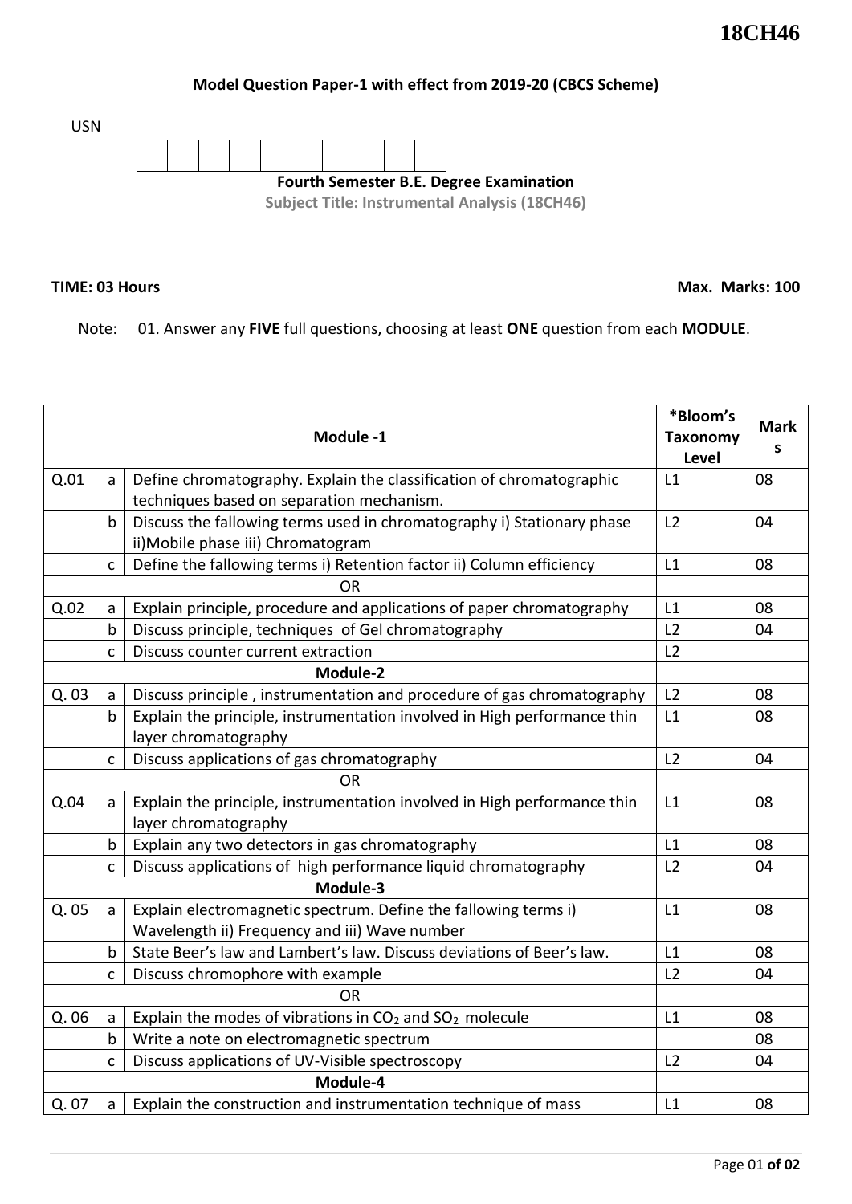**18CH46**

## Model Question Paper-1 with effect from 2019-20 (CBCS Scheme)

USN

| | | | | | | | | | |
|---|---|---|---|---|---|---|---|---|---|
| | | | | | | | | | |

**Fourth Semester B.E. Degree Examination**

**Subject Title: Instrumental Analysis (18CH46)**

**TIME: 03 Hours** **Max. Marks: 100**

Note: 01. Answer any **FIVE** full questions, choosing at least **ONE** question from each **MODULE**.

| | | **Module -1** | **\*Bloom's Taxonomy Level** | **Marks** |
|---|---|---|---|---|
| Q.01 | a | Define chromatography. Explain the classification of chromatographic techniques based on separation mechanism. | L1 | 08 |
| | b | Discuss the fallowing terms used in chromatography i) Stationary phase ii)Mobile phase iii) Chromatogram | L2 | 04 |
| | c | Define the fallowing terms i) Retention factor ii) Column efficiency | L1 | 08 |
| | | OR | | |
| Q.02 | a | Explain principle, procedure and applications of paper chromatography | L1 | 08 |
| | b | Discuss principle, techniques of Gel chromatography | L2 | 04 |
| | c | Discuss counter current extraction | L2 | |
| | | **Module-2** | | |
| Q. 03 | a | Discuss principle , instrumentation and procedure of gas chromatography | L2 | 08 |
| | b | Explain the principle, instrumentation involved in High performance thin layer chromatography | L1 | 08 |
| | c | Discuss applications of gas chromatography | L2 | 04 |
| | | OR | | |
| Q.04 | a | Explain the principle, instrumentation involved in High performance thin layer chromatography | L1 | 08 |
| | b | Explain any two detectors in gas chromatography | L1 | 08 |
| | c | Discuss applications of high performance liquid chromatography | L2 | 04 |
| | | **Module-3** | | |
| Q. 05 | a | Explain electromagnetic spectrum. Define the fallowing terms i) Wavelength ii) Frequency and iii) Wave number | L1 | 08 |
| | b | State Beer's law and Lambert's law. Discuss deviations of Beer's law. | L1 | 08 |
| | c | Discuss chromophore with example | L2 | 04 |
| | | OR | | |
| Q. 06 | a | Explain the modes of vibrations in $CO_2$ and $SO_2$ molecule | L1 | 08 |
| | b | Write a note on electromagnetic spectrum | | 08 |
| | c | Discuss applications of UV-Visible spectroscopy | L2 | 04 |
| | | **Module-4** | | |
| Q. 07 | a | Explain the construction and instrumentation technique of mass | L1 | 08 |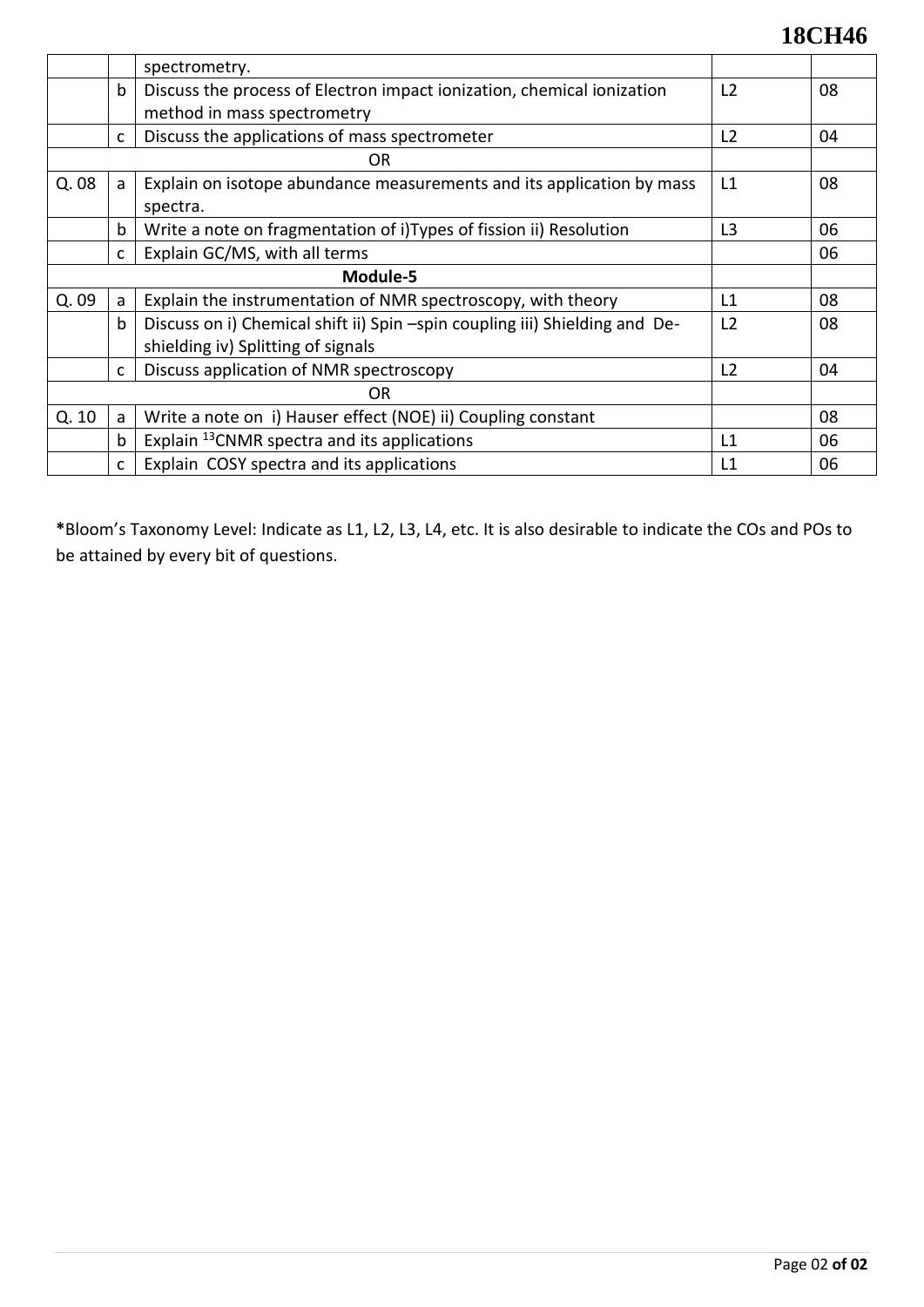| | | | | |
|---|---|---|---|---|
| | | spectrometry. | | |
| | b | Discuss the process of Electron impact ionization, chemical ionization method in mass spectrometry | L2 | 08 |
| | c | Discuss the applications of mass spectrometer | L2 | 04 |
| | | OR | | |
| Q. 08 | a | Explain on isotope abundance measurements and its application by mass spectra. | L1 | 08 |
| | b | Write a note on fragmentation of i)Types of fission ii) Resolution | L3 | 06 |
| | c | Explain GC/MS, with all terms | | 06 |
| | | **Module-5** | | |
| Q. 09 | a | Explain the instrumentation of NMR spectroscopy, with theory | L1 | 08 |
| | b | Discuss on i) Chemical shift ii) Spin –spin coupling iii) Shielding and De-shielding iv) Splitting of signals | L2 | 08 |
| | c | Discuss application of NMR spectroscopy | L2 | 04 |
| | | OR | | |
| Q. 10 | a | Write a note on i) Hauser effect (NOE) ii) Coupling constant | | 08 |
| | b | Explain $^{13}$CNMR spectra and its applications | L1 | 06 |
| | c | Explain COSY spectra and its applications | L1 | 06 |

***Bloom's Taxonomy Level:** Indicate as L1, L2, L3, L4, etc. It is also desirable to indicate the COs and POs to be attained by every bit of questions.